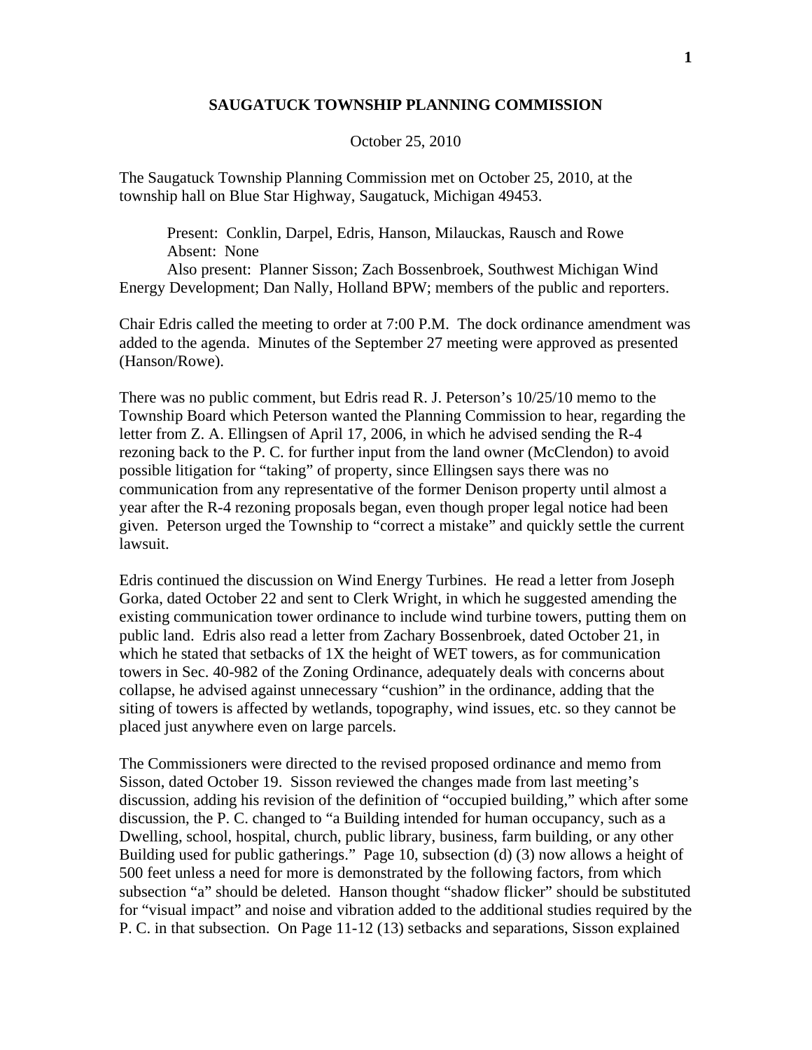# SAUGATUCK TOWNSHIP PLANNING COMMISSION

October 25, 2010

The Saugatuck Township Planning Commission met on October 25, 2010, at the township hall on Blue Star Highway, Saugatuck, Michigan 49453.

Present: Conklin, Darpel, Edris, Hanson, Milauckas, Rausch and Rowe
Absent: None
Also present: Planner Sisson; Zach Bossenbroek, Southwest Michigan Wind Energy Development; Dan Nally, Holland BPW; members of the public and reporters.

Chair Edris called the meeting to order at 7:00 P.M. The dock ordinance amendment was added to the agenda. Minutes of the September 27 meeting were approved as presented (Hanson/Rowe).

There was no public comment, but Edris read R. J. Peterson's 10/25/10 memo to the Township Board which Peterson wanted the Planning Commission to hear, regarding the letter from Z. A. Ellingsen of April 17, 2006, in which he advised sending the R-4 rezoning back to the P. C. for further input from the land owner (McClendon) to avoid possible litigation for "taking" of property, since Ellingsen says there was no communication from any representative of the former Denison property until almost a year after the R-4 rezoning proposals began, even though proper legal notice had been given. Peterson urged the Township to "correct a mistake" and quickly settle the current lawsuit.

Edris continued the discussion on Wind Energy Turbines. He read a letter from Joseph Gorka, dated October 22 and sent to Clerk Wright, in which he suggested amending the existing communication tower ordinance to include wind turbine towers, putting them on public land. Edris also read a letter from Zachary Bossenbroek, dated October 21, in which he stated that setbacks of 1X the height of WET towers, as for communication towers in Sec. 40-982 of the Zoning Ordinance, adequately deals with concerns about collapse, he advised against unnecessary "cushion" in the ordinance, adding that the siting of towers is affected by wetlands, topography, wind issues, etc. so they cannot be placed just anywhere even on large parcels.

The Commissioners were directed to the revised proposed ordinance and memo from Sisson, dated October 19. Sisson reviewed the changes made from last meeting's discussion, adding his revision of the definition of "occupied building," which after some discussion, the P. C. changed to "a Building intended for human occupancy, such as a Dwelling, school, hospital, church, public library, business, farm building, or any other Building used for public gatherings." Page 10, subsection (d) (3) now allows a height of 500 feet unless a need for more is demonstrated by the following factors, from which subsection "a" should be deleted. Hanson thought "shadow flicker" should be substituted for "visual impact" and noise and vibration added to the additional studies required by the P. C. in that subsection. On Page 11-12 (13) setbacks and separations, Sisson explained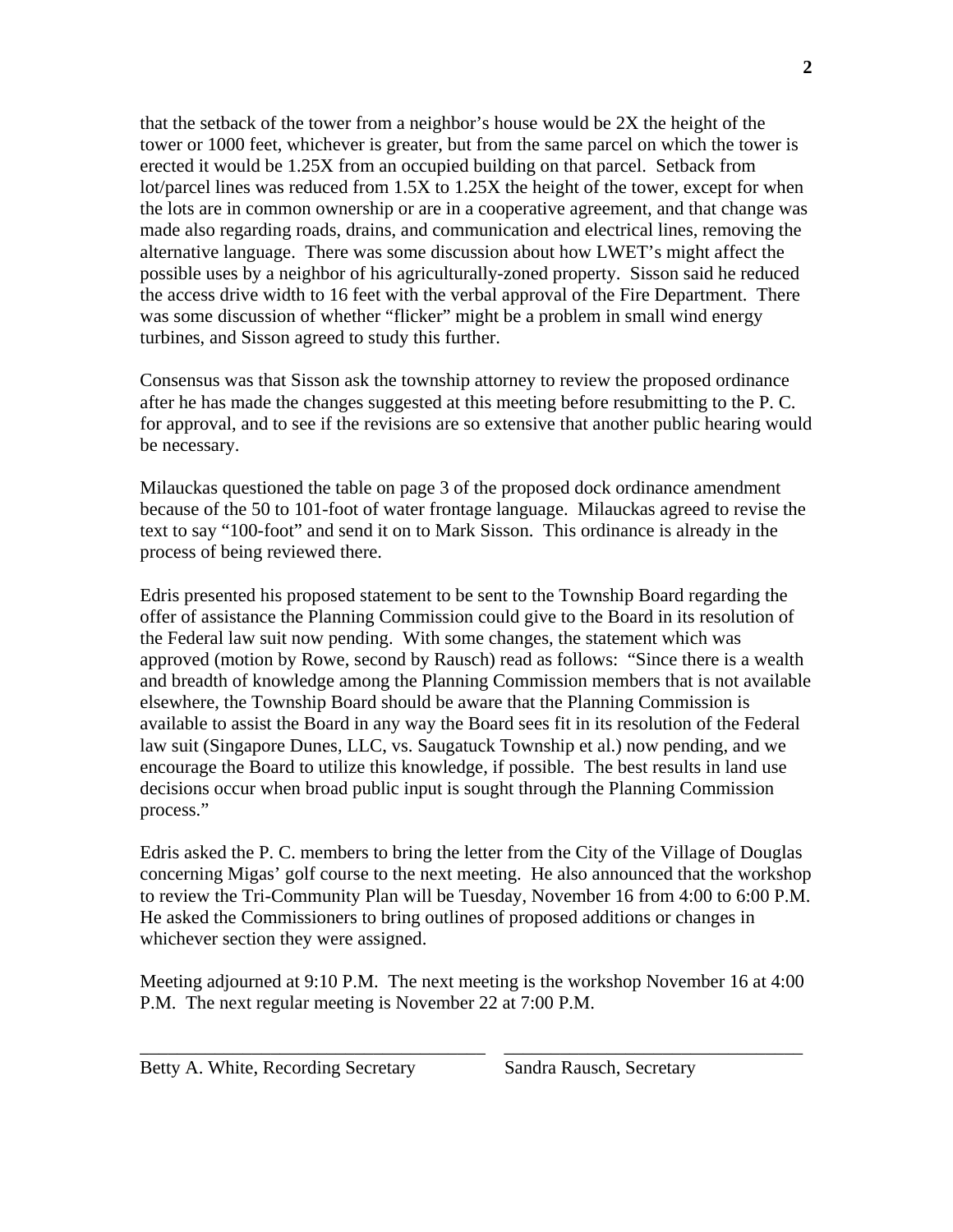that the setback of the tower from a neighbor's house would be 2X the height of the tower or 1000 feet, whichever is greater, but from the same parcel on which the tower is erected it would be 1.25X from an occupied building on that parcel. Setback from lot/parcel lines was reduced from 1.5X to 1.25X the height of the tower, except for when the lots are in common ownership or are in a cooperative agreement, and that change was made also regarding roads, drains, and communication and electrical lines, removing the alternative language. There was some discussion about how LWET's might affect the possible uses by a neighbor of his agriculturally-zoned property. Sisson said he reduced the access drive width to 16 feet with the verbal approval of the Fire Department. There was some discussion of whether "flicker" might be a problem in small wind energy turbines, and Sisson agreed to study this further.

Consensus was that Sisson ask the township attorney to review the proposed ordinance after he has made the changes suggested at this meeting before resubmitting to the P. C. for approval, and to see if the revisions are so extensive that another public hearing would be necessary.

Milauckas questioned the table on page 3 of the proposed dock ordinance amendment because of the 50 to 101-foot of water frontage language. Milauckas agreed to revise the text to say "100-foot" and send it on to Mark Sisson. This ordinance is already in the process of being reviewed there.

Edris presented his proposed statement to be sent to the Township Board regarding the offer of assistance the Planning Commission could give to the Board in its resolution of the Federal law suit now pending. With some changes, the statement which was approved (motion by Rowe, second by Rausch) read as follows: "Since there is a wealth and breadth of knowledge among the Planning Commission members that is not available elsewhere, the Township Board should be aware that the Planning Commission is available to assist the Board in any way the Board sees fit in its resolution of the Federal law suit (Singapore Dunes, LLC, vs. Saugatuck Township et al.) now pending, and we encourage the Board to utilize this knowledge, if possible. The best results in land use decisions occur when broad public input is sought through the Planning Commission process."

Edris asked the P. C. members to bring the letter from the City of the Village of Douglas concerning Migas' golf course to the next meeting. He also announced that the workshop to review the Tri-Community Plan will be Tuesday, November 16 from 4:00 to 6:00 P.M. He asked the Commissioners to bring outlines of proposed additions or changes in whichever section they were assigned.

Meeting adjourned at 9:10 P.M. The next meeting is the workshop November 16 at 4:00 P.M. The next regular meeting is November 22 at 7:00 P.M.

_____________________________________ _________________________________

Betty A. White, Recording Secretary Sandra Rausch, Secretary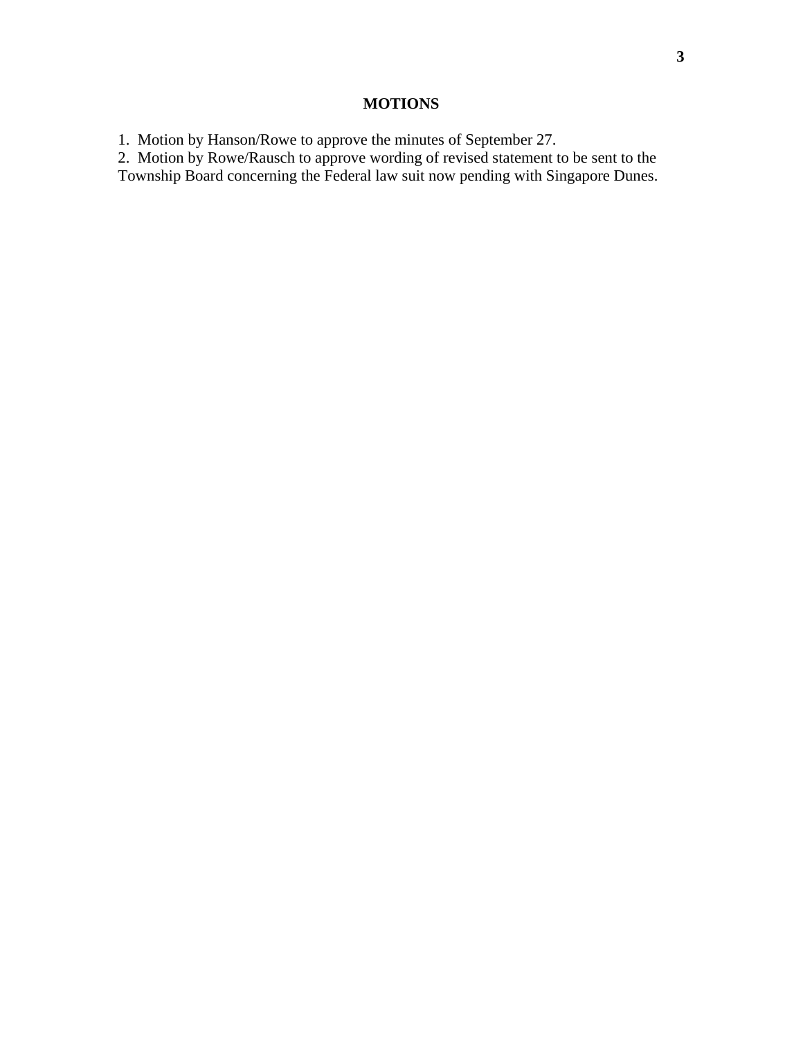## MOTIONS

1. Motion by Hanson/Rowe to approve the minutes of September 27.
2. Motion by Rowe/Rausch to approve wording of revised statement to be sent to the Township Board concerning the Federal law suit now pending with Singapore Dunes.